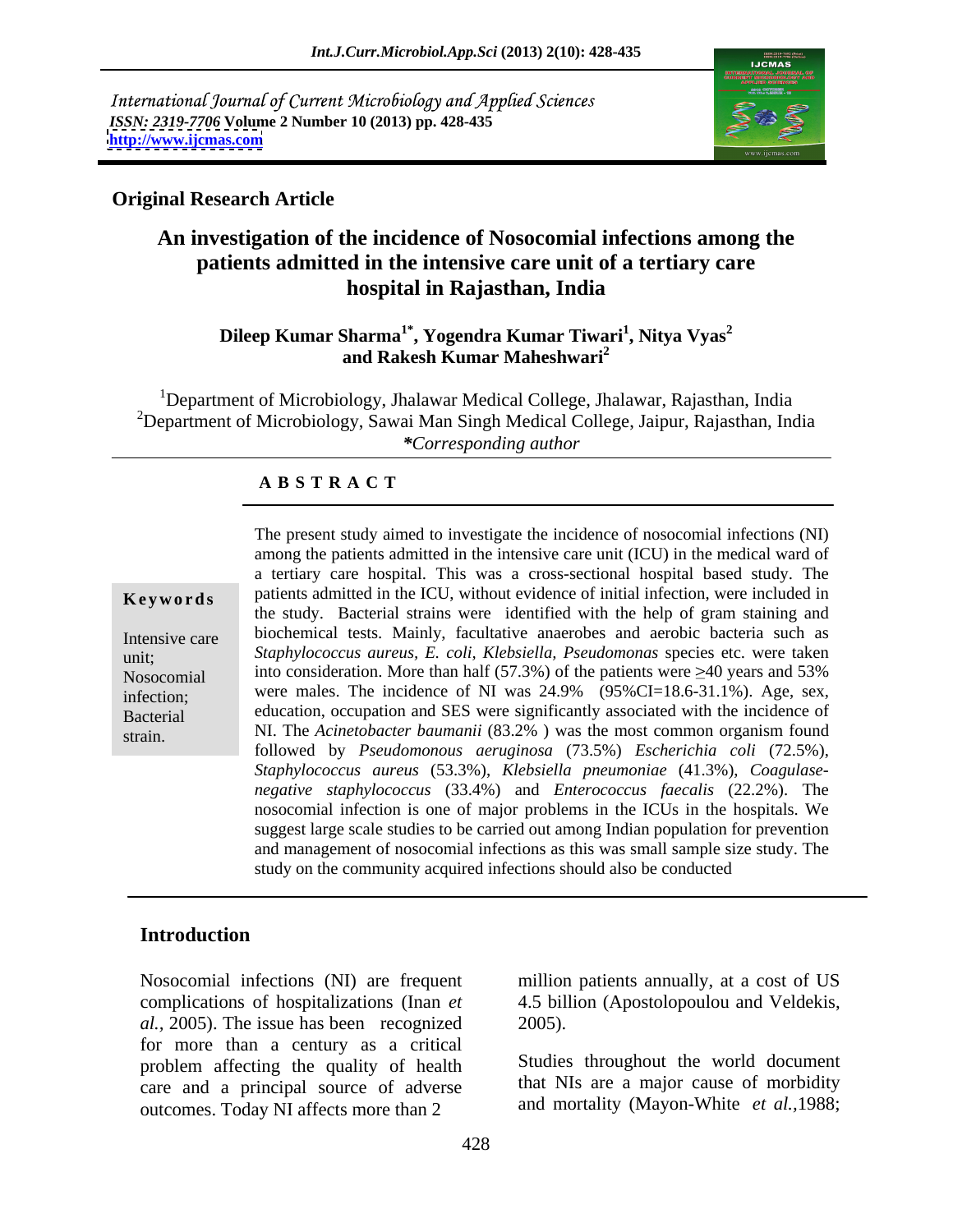International Journal of Current Microbiology and Applied Sciences
*ISSN: 2319-7706* **Volume 2 Number 10 (2013) pp. 428-435**
**http://www.ijcmas.com**

**Original Research Article**

# An investigation of the incidence of Nosocomial infections among the patients admitted in the intensive care unit of a tertiary care hospital in Rajasthan, India

**Dileep Kumar Sharma[1*], Yogendra Kumar Tiwari[1], Nitya Vyas[2] and Rakesh Kumar Maheshwari[2]**

[1]Department of Microbiology, Jhalawar Medical College, Jhalawar, Rajasthan, India
[2]Department of Microbiology, Sawai Man Singh Medical College, Jaipur, Rajasthan, India
*\*Corresponding author*

## A B S T R A C T

**Keywords**

Intensive care unit; Nosocomial infection; Bacterial strain.

The present study aimed to investigate the incidence of nosocomial infections (NI) among the patients admitted in the intensive care unit (ICU) in the medical ward of a tertiary care hospital. This was a cross-sectional hospital based study. The patients admitted in the ICU, without evidence of initial infection, were included in the study. Bacterial strains were identified with the help of gram staining and biochemical tests. Mainly, facultative anaerobes and aerobic bacteria such as *Staphylococcus aureus, E. coli, Klebsiella, Pseudomonas* species etc. were taken into consideration. More than half (57.3%) of the patients were ≥40 years and 53% were males. The incidence of NI was 24.9% (95%CI=18.6-31.1%). Age, sex, education, occupation and SES were significantly associated with the incidence of NI. The *Acinetobacter baumanii* (83.2% ) was the most common organism found followed by *Pseudomonous aeruginosa* (73.5%) *Escherichia coli* (72.5%), *Staphylococcus aureus* (53.3%), *Klebsiella pneumoniae* (41.3%), *Coagulase-negative staphylococcus* (33.4%) and *Enterococcus faecalis* (22.2%). The nosocomial infection is one of major problems in the ICUs in the hospitals. We suggest large scale studies to be carried out among Indian population for prevention and management of nosocomial infections as this was small sample size study. The study on the community acquired infections should also be conducted

## Introduction

Nosocomial infections (NI) are frequent complications of hospitalizations (Inan *et al.,* 2005). The issue has been recognized for more than a century as a critical problem affecting the quality of health care and a principal source of adverse outcomes. Today NI affects more than 2 million patients annually, at a cost of US 4.5 billion (Apostolopoulou and Veldekis, 2005).

Studies throughout the world document that NIs are a major cause of morbidity and mortality (Mayon-White *et al.,*1988;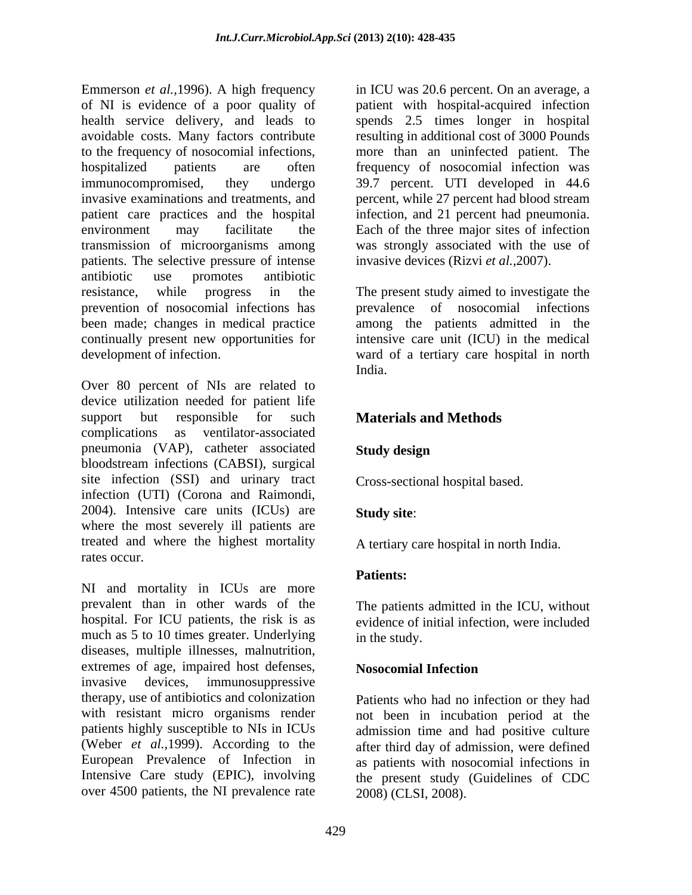Emmerson *et al.*,1996). A high frequency of NI is evidence of a poor quality of health service delivery, and leads to avoidable costs. Many factors contribute to the frequency of nosocomial infections, hospitalized patients are often immunocompromised, they undergo invasive examinations and treatments, and patient care practices and the hospital environment may facilitate the transmission of microorganisms among patients. The selective pressure of intense antibiotic use promotes antibiotic resistance, while progress in the prevention of nosocomial infections has been made; changes in medical practice continually present new opportunities for development of infection.

Over 80 percent of NIs are related to device utilization needed for patient life support but responsible for such complications as ventilator-associated pneumonia (VAP), catheter associated bloodstream infections (CABSI), surgical site infection (SSI) and urinary tract infection (UTI) (Corona and Raimondi, 2004). Intensive care units (ICUs) are where the most severely ill patients are treated and where the highest mortality rates occur.

NI and mortality in ICUs are more prevalent than in other wards of the hospital. For ICU patients, the risk is as much as 5 to 10 times greater. Underlying diseases, multiple illnesses, malnutrition, extremes of age, impaired host defenses, invasive devices, immunosuppressive therapy, use of antibiotics and colonization with resistant micro organisms render patients highly susceptible to NIs in ICUs (Weber *et al.*,1999). According to the European Prevalence of Infection in Intensive Care study (EPIC), involving over 4500 patients, the NI prevalence rate in ICU was 20.6 percent. On an average, a patient with hospital-acquired infection spends 2.5 times longer in hospital resulting in additional cost of 3000 Pounds more than an uninfected patient. The frequency of nosocomial infection was 39.7 percent. UTI developed in 44.6 percent, while 27 percent had blood stream infection, and 21 percent had pneumonia. Each of the three major sites of infection was strongly associated with the use of invasive devices (Rizvi *et al.*,2007).

The present study aimed to investigate the prevalence of nosocomial infections among the patients admitted in the intensive care unit (ICU) in the medical ward of a tertiary care hospital in north India.

## Materials and Methods

### Study design

Cross-sectional hospital based.

### Study site:

A tertiary care hospital in north India.

### Patients:

The patients admitted in the ICU, without evidence of initial infection, were included in the study.

### Nosocomial Infection

Patients who had no infection or they had not been in incubation period at the admission time and had positive culture after third day of admission, were defined as patients with nosocomial infections in the present study (Guidelines of CDC 2008) (CLSI, 2008).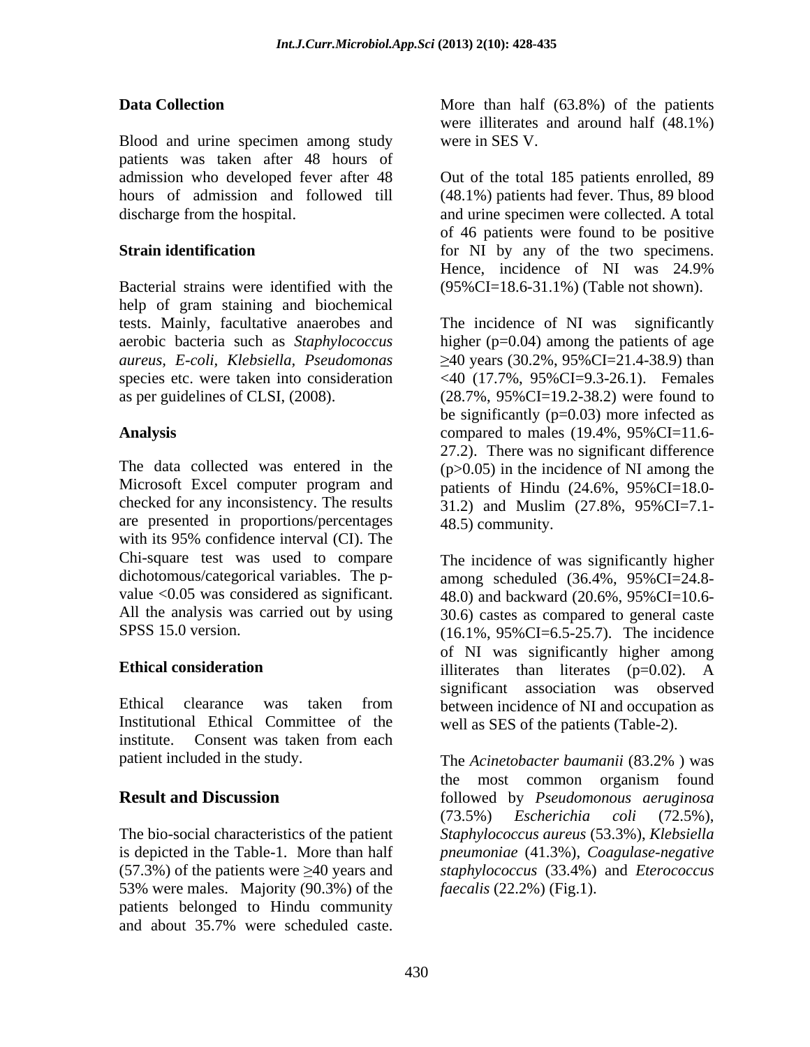### Data Collection

Blood and urine specimen among study patients was taken after 48 hours of admission who developed fever after 48 hours of admission and followed till discharge from the hospital.

### Strain identification

Bacterial strains were identified with the help of gram staining and biochemical tests. Mainly, facultative anaerobes and aerobic bacteria such as *Staphylococcus aureus, E-coli, Klebsiella, Pseudomonas* species etc. were taken into consideration as per guidelines of CLSI, (2008).

### Analysis

The data collected was entered in the Microsoft Excel computer program and checked for any inconsistency. The results are presented in proportions/percentages with its 95% confidence interval (CI). The Chi-square test was used to compare dichotomous/categorical variables. The p-value <0.05 was considered as significant. All the analysis was carried out by using SPSS 15.0 version.

### Ethical consideration

Ethical clearance was taken from Institutional Ethical Committee of the institute. Consent was taken from each patient included in the study.

## Result and Discussion

The bio-social characteristics of the patient is depicted in the Table-1. More than half (57.3%) of the patients were ≥40 years and 53% were males. Majority (90.3%) of the patients belonged to Hindu community and about 35.7% were scheduled caste. More than half (63.8%) of the patients were illiterates and around half (48.1%) were in SES V.

Out of the total 185 patients enrolled, 89 (48.1%) patients had fever. Thus, 89 blood and urine specimen were collected. A total of 46 patients were found to be positive for NI by any of the two specimens. Hence, incidence of NI was 24.9% (95%CI=18.6-31.1%) (Table not shown).

The incidence of NI was significantly higher (p=0.04) among the patients of age ≥40 years (30.2%, 95%CI=21.4-38.9) than <40 (17.7%, 95%CI=9.3-26.1). Females (28.7%, 95%CI=19.2-38.2) were found to be significantly (p=0.03) more infected as compared to males (19.4%, 95%CI=11.6-27.2). There was no significant difference (p>0.05) in the incidence of NI among the patients of Hindu (24.6%, 95%CI=18.0-31.2) and Muslim (27.8%, 95%CI=7.1-48.5) community.

The incidence of was significantly higher among scheduled (36.4%, 95%CI=24.8-48.0) and backward (20.6%, 95%CI=10.6-30.6) castes as compared to general caste (16.1%, 95%CI=6.5-25.7). The incidence of NI was significantly higher among illiterates than literates (p=0.02). A significant association was observed between incidence of NI and occupation as well as SES of the patients (Table-2).

The *Acinetobacter baumanii* (83.2% ) was the most common organism found followed by *Pseudomonous aeruginosa* (73.5%) *Escherichia coli* (72.5%), *Staphylococcus aureus* (53.3%), *Klebsiella pneumoniae* (41.3%), *Coagulase-negative staphylococcus* (33.4%) and *Eterococcus faecalis* (22.2%) (Fig.1).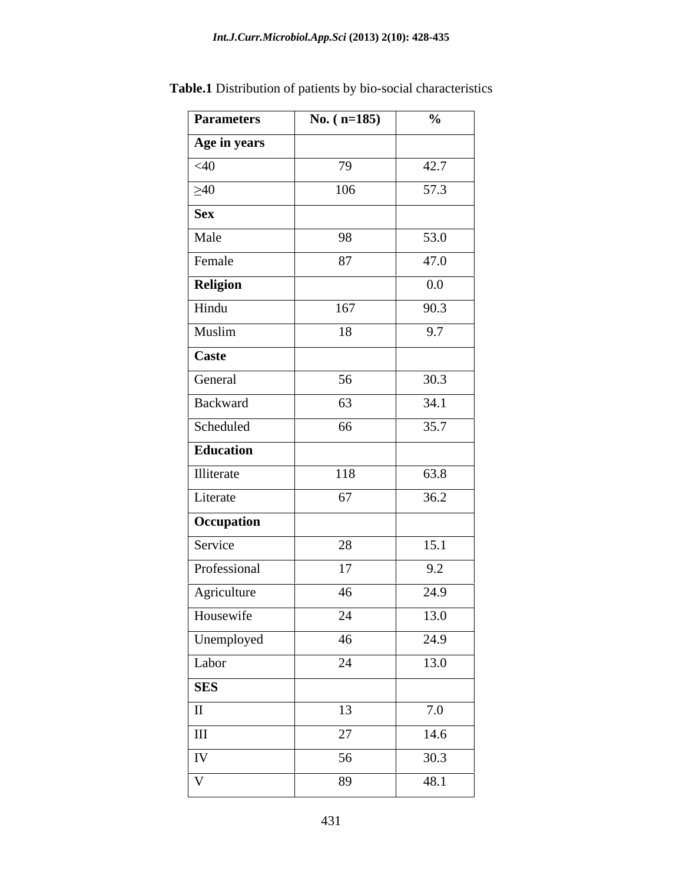**Table.1** Distribution of patients by bio-social characteristics

| Parameters | No. ( n=185) | % |
|---|---|---|
| **Age in years** | | |
| <40 | 79 | 42.7 |
| ≥40 | 106 | 57.3 |
| **Sex** | | |
| Male | 98 | 53.0 |
| Female | 87 | 47.0 |
| **Religion** | | 0.0 |
| Hindu | 167 | 90.3 |
| Muslim | 18 | 9.7 |
| **Caste** | | |
| General | 56 | 30.3 |
| Backward | 63 | 34.1 |
| Scheduled | 66 | 35.7 |
| **Education** | | |
| Illiterate | 118 | 63.8 |
| Literate | 67 | 36.2 |
| **Occupation** | | |
| Service | 28 | 15.1 |
| Professional | 17 | 9.2 |
| Agriculture | 46 | 24.9 |
| Housewife | 24 | 13.0 |
| Unemployed | 46 | 24.9 |
| Labor | 24 | 13.0 |
| **SES** | | |
| II | 13 | 7.0 |
| III | 27 | 14.6 |
| IV | 56 | 30.3 |
| V | 89 | 48.1 |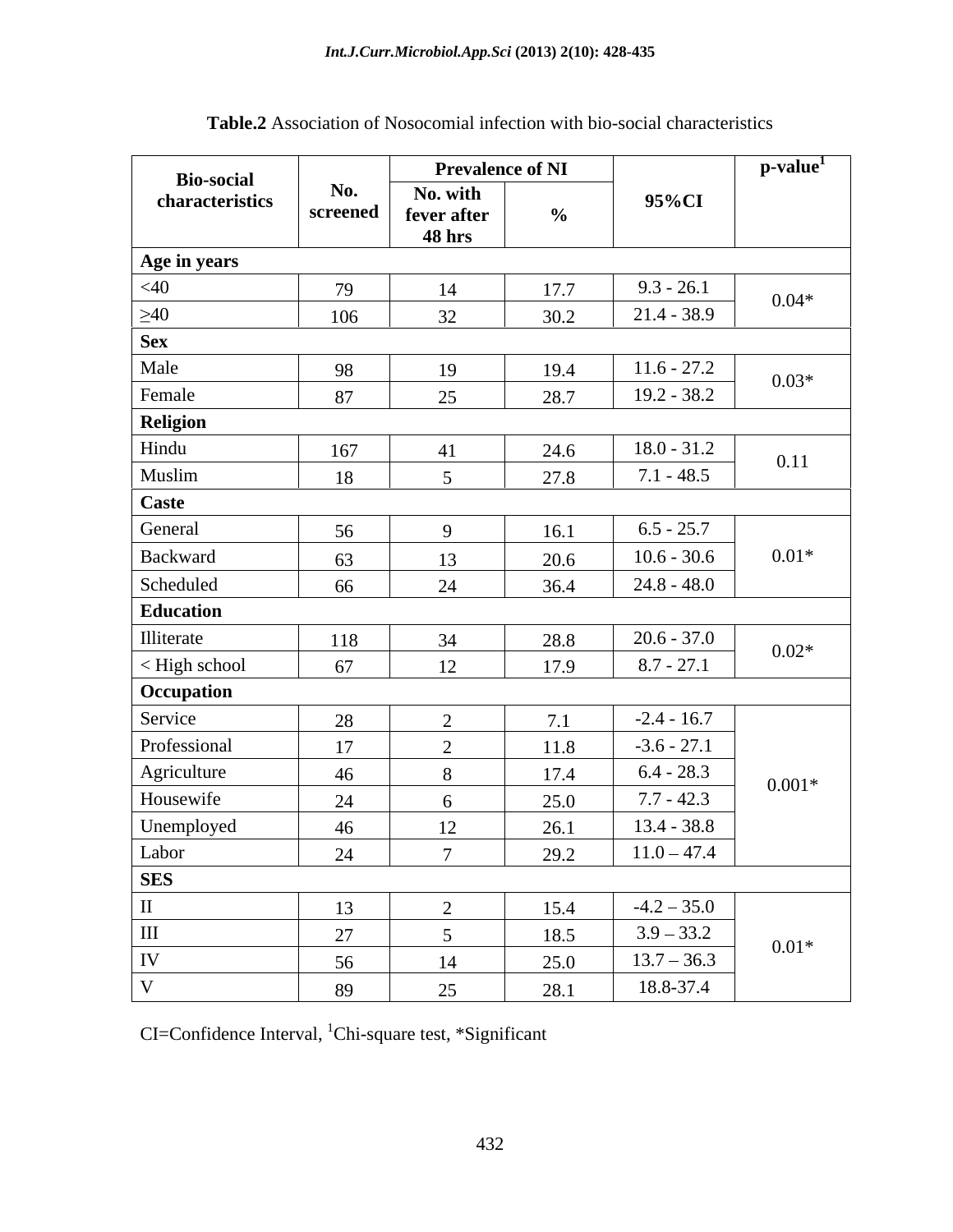**Table.2** Association of Nosocomial infection with bio-social characteristics

| Bio-social characteristics | No. screened | Prevalence of NI | | 95%CI | p-value[1] |
|---|---|---|---|---|---|
| | | No. with fever after 48 hrs | % | | |
| **Age in years** | | | | | |
| <40 | 79 | 14 | 17.7 | 9.3 - 26.1 | 0.04* |
| ≥40 | 106 | 32 | 30.2 | 21.4 - 38.9 | |
| **Sex** | | | | | |
| Male | 98 | 19 | 19.4 | 11.6 - 27.2 | 0.03* |
| Female | 87 | 25 | 28.7 | 19.2 - 38.2 | |
| **Religion** | | | | | |
| Hindu | 167 | 41 | 24.6 | 18.0 - 31.2 | 0.11 |
| Muslim | 18 | 5 | 27.8 | 7.1 - 48.5 | |
| **Caste** | | | | | |
| General | 56 | 9 | 16.1 | 6.5 - 25.7 | 0.01* |
| Backward | 63 | 13 | 20.6 | 10.6 - 30.6 | |
| Scheduled | 66 | 24 | 36.4 | 24.8 - 48.0 | |
| **Education** | | | | | |
| Illiterate | 118 | 34 | 28.8 | 20.6 - 37.0 | 0.02* |
| < High school | 67 | 12 | 17.9 | 8.7 - 27.1 | |
| **Occupation** | | | | | |
| Service | 28 | 2 | 7.1 | -2.4 - 16.7 | 0.001* |
| Professional | 17 | 2 | 11.8 | -3.6 - 27.1 | |
| Agriculture | 46 | 8 | 17.4 | 6.4 - 28.3 | |
| Housewife | 24 | 6 | 25.0 | 7.7 - 42.3 | |
| Unemployed | 46 | 12 | 26.1 | 13.4 - 38.8 | |
| Labor | 24 | 7 | 29.2 | 11.0 – 47.4 | |
| **SES** | | | | | |
| II | 13 | 2 | 15.4 | -4.2 – 35.0 | 0.01* |
| III | 27 | 5 | 18.5 | 3.9 – 33.2 | |
| IV | 56 | 14 | 25.0 | 13.7 – 36.3 | |
| V | 89 | 25 | 28.1 | 18.8-37.4 | |

CI=Confidence Interval, [1]Chi-square test, *Significant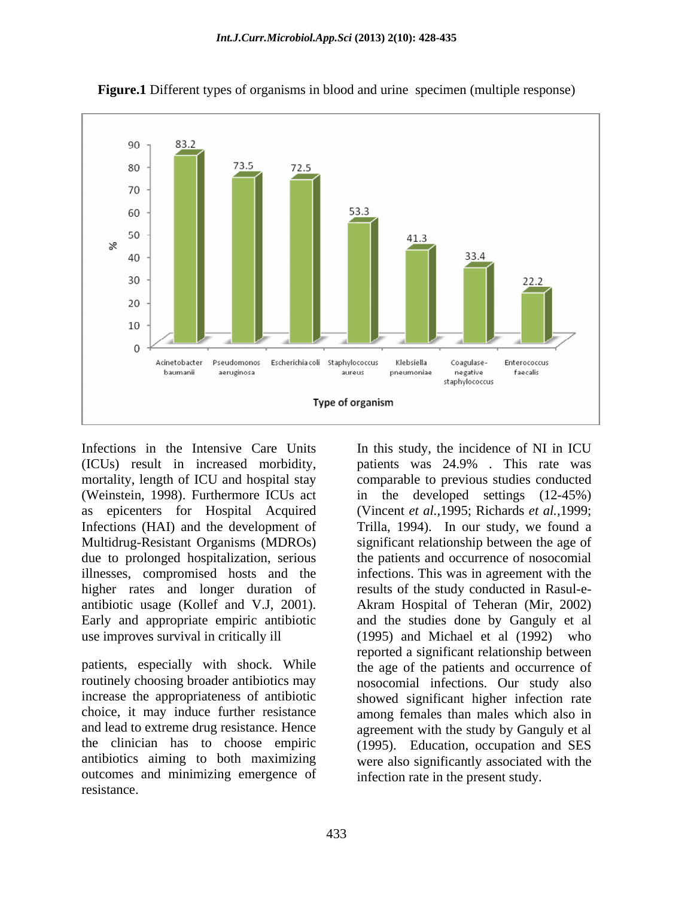**Figure.1** Different types of organisms in blood and urine specimen (multiple response)

| Type of organism | % |
|---|---|
| Acinetobacter baumanii | 83.2 |
| Pseudomonos aeruginosa | 73.5 |
| Escherichia coli | 72.5 |
| Staphylococcus aureus | 53.3 |
| Klebsiella pneumoniae | 41.3 |
| Coagulase-negative staphylococcus | 33.4 |
| Enterococcus faecalis | 22.2 |

Infections in the Intensive Care Units (ICUs) result in increased morbidity, mortality, length of ICU and hospital stay (Weinstein, 1998). Furthermore ICUs act as epicenters for Hospital Acquired Infections (HAI) and the development of Multidrug-Resistant Organisms (MDROs) due to prolonged hospitalization, serious illnesses, compromised hosts and the higher rates and longer duration of antibiotic usage (Kollef and V.J, 2001). Early and appropriate empiric antibiotic use improves survival in critically ill

patients, especially with shock. While routinely choosing broader antibiotics may increase the appropriateness of antibiotic choice, it may induce further resistance and lead to extreme drug resistance. Hence the clinician has to choose empiric antibiotics aiming to both maximizing outcomes and minimizing emergence of resistance.

In this study, the incidence of NI in ICU patients was 24.9% . This rate was comparable to previous studies conducted in the developed settings (12-45%) (Vincent *et al.,*1995; Richards *et al.,*1999; Trilla, 1994). In our study, we found a significant relationship between the age of the patients and occurrence of nosocomial infections. This was in agreement with the results of the study conducted in Rasul-e-Akram Hospital of Teheran (Mir, 2002) and the studies done by Ganguly et al (1995) and Michael et al (1992) who reported a significant relationship between the age of the patients and occurrence of nosocomial infections. Our study also showed significant higher infection rate among females than males which also in agreement with the study by Ganguly et al (1995). Education, occupation and SES were also significantly associated with the infection rate in the present study.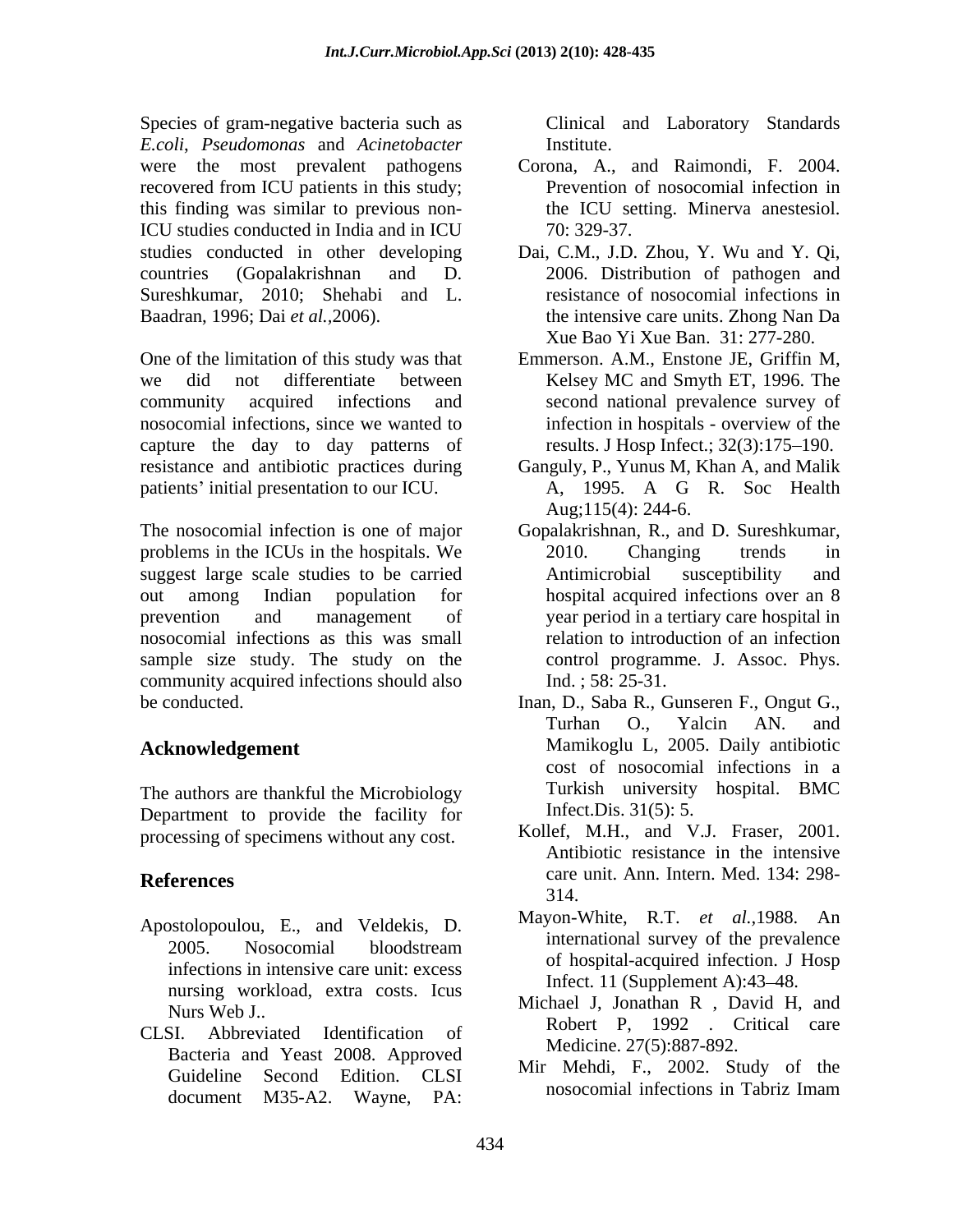Species of gram-negative bacteria such as *E.coli*, *Pseudomonas* and *Acinetobacter* were the most prevalent pathogens recovered from ICU patients in this study; this finding was similar to previous non-ICU studies conducted in India and in ICU studies conducted in other developing countries (Gopalakrishnan and D. Sureshkumar, 2010; Shehabi and L. Baadran, 1996; Dai *et al.*,2006).

One of the limitation of this study was that we did not differentiate between community acquired infections and nosocomial infections, since we wanted to capture the day to day patterns of resistance and antibiotic practices during patients' initial presentation to our ICU.

The nosocomial infection is one of major problems in the ICUs in the hospitals. We suggest large scale studies to be carried out among Indian population for prevention and management of nosocomial infections as this was small sample size study. The study on the community acquired infections should also be conducted.

## Acknowledgement

The authors are thankful the Microbiology Department to provide the facility for processing of specimens without any cost.

## References

Apostolopoulou, E., and Veldekis, D. 2005. Nosocomial bloodstream infections in intensive care unit: excess nursing workload, extra costs. Icus Nurs Web J..

CLSI. Abbreviated Identification of Bacteria and Yeast 2008. Approved Guideline Second Edition. CLSI document M35-A2. Wayne, PA: Clinical and Laboratory Standards Institute.

Corona, A., and Raimondi, F. 2004. Prevention of nosocomial infection in the ICU setting. Minerva anestesiol. 70: 329-37.

Dai, C.M., J.D. Zhou, Y. Wu and Y. Qi, 2006. Distribution of pathogen and resistance of nosocomial infections in the intensive care units. Zhong Nan Da Xue Bao Yi Xue Ban. 31: 277-280.

Emmerson. A.M., Enstone JE, Griffin M, Kelsey MC and Smyth ET, 1996. The second national prevalence survey of infection in hospitals - overview of the results. J Hosp Infect.; 32(3):175–190.

Ganguly, P., Yunus M, Khan A, and Malik A, 1995. A G R. Soc Health Aug;115(4): 244-6.

Gopalakrishnan, R., and D. Sureshkumar, 2010. Changing trends in Antimicrobial susceptibility and hospital acquired infections over an 8 year period in a tertiary care hospital in relation to introduction of an infection control programme. J. Assoc. Phys. Ind. ; 58: 25-31.

Inan, D., Saba R., Gunseren F., Ongut G., Turhan O., Yalcin AN. and Mamikoglu L, 2005. Daily antibiotic cost of nosocomial infections in a Turkish university hospital. BMC Infect.Dis. 31(5): 5.

Kollef, M.H., and V.J. Fraser, 2001. Antibiotic resistance in the intensive care unit. Ann. Intern. Med. 134: 298-314.

Mayon-White, R.T. *et al.*,1988. An international survey of the prevalence of hospital-acquired infection. J Hosp Infect. 11 (Supplement A):43–48.

Michael J, Jonathan R , David H, and Robert P, 1992 . Critical care Medicine. 27(5):887-892.

Mir Mehdi, F., 2002. Study of the nosocomial infections in Tabriz Imam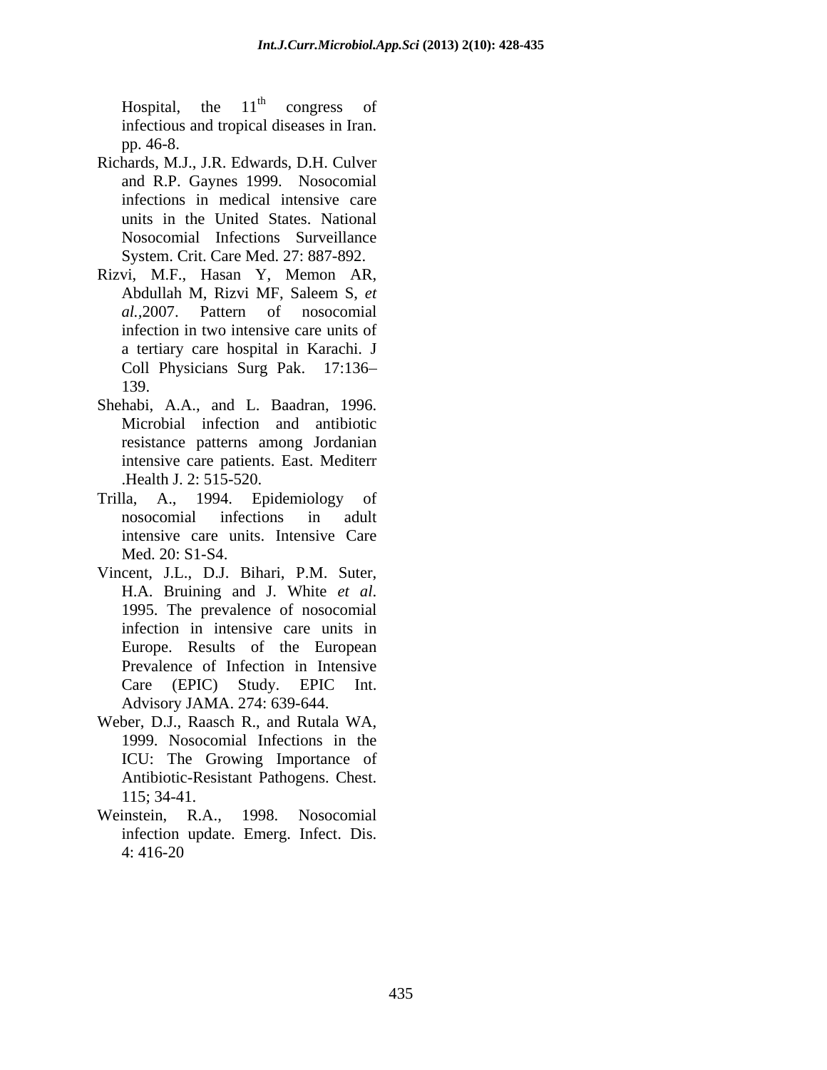Hospital, the 11th congress of infectious and tropical diseases in Iran. pp. 46-8.

Richards, M.J., J.R. Edwards, D.H. Culver and R.P. Gaynes 1999. Nosocomial infections in medical intensive care units in the United States. National Nosocomial Infections Surveillance System. Crit. Care Med. 27: 887-892.

Rizvi, M.F., Hasan Y, Memon AR, Abdullah M, Rizvi MF, Saleem S, *et al.*,2007. Pattern of nosocomial infection in two intensive care units of a tertiary care hospital in Karachi. J Coll Physicians Surg Pak. 17:136–139.

Shehabi, A.A., and L. Baadran, 1996. Microbial infection and antibiotic resistance patterns among Jordanian intensive care patients. East. Mediterr .Health J. 2: 515-520.

Trilla, A., 1994. Epidemiology of nosocomial infections in adult intensive care units. Intensive Care Med. 20: S1-S4.

Vincent, J.L., D.J. Bihari, P.M. Suter, H.A. Bruining and J. White *et al*. 1995. The prevalence of nosocomial infection in intensive care units in Europe. Results of the European Prevalence of Infection in Intensive Care (EPIC) Study. EPIC Int. Advisory JAMA. 274: 639-644.

Weber, D.J., Raasch R., and Rutala WA, 1999. Nosocomial Infections in the ICU: The Growing Importance of Antibiotic-Resistant Pathogens. Chest. 115; 34-41.

Weinstein, R.A., 1998. Nosocomial infection update. Emerg. Infect. Dis. 4: 416-20